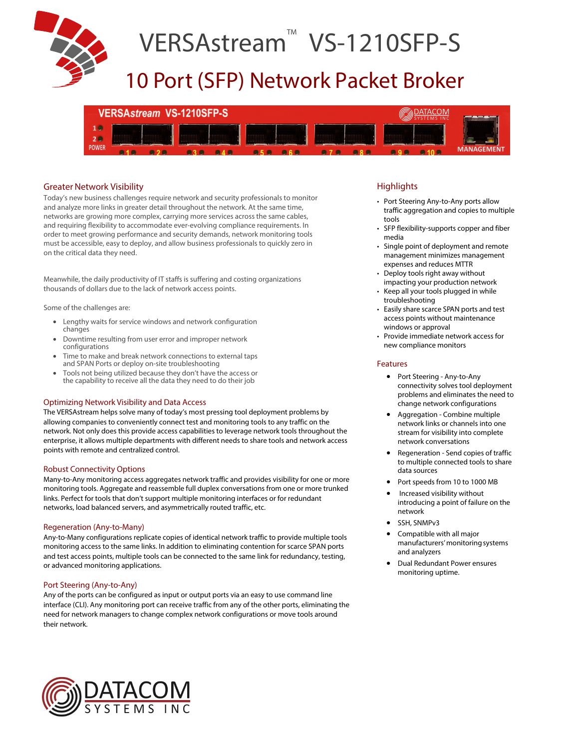# VERSAstream™ VS-1210SFP-S

## 10 Port (SFP) Network Packet Broker

### Greater Network Visibility

Today's new business challenges require network and security professionals to monitor and analyze more links in greater detail throughout the network. At the same time, networks are growing more complex, carrying more services across the same cables, and requiring flexibility to accommodate ever-evolving compliance requirements. In order to meet growing performance and security demands, network monitoring tools must be accessible, easy to deploy, and allow business professionals to quickly zero in on the critical data they need.

Meanwhile, the daily productivity of IT staffs is suffering and costing organizations thousands of dollars due to the lack of network access points.

Some of the challenges are:

- Lengthy waits for service windows and network configuration changes
- Downtime resulting from user error and improper network configurations
- Time to make and break network connections to external taps and SPAN Ports or deploy on-site troubleshooting
- Tools not being utilized because they don't have the access or the capability to receive all the data they need to do their job

### Optimizing Network Visibility and Data Access

The VERSAstream helps solve many of today's most pressing tool deployment problems by allowing companies to conveniently connect test and monitoring tools to any traffic on the network. Not only does this provide access capabilities to leverage network tools throughout the enterprise, it allows multiple departments with different needs to share tools and network access points with remote and centralized control.

### Robust Connectivity Options

Many-to-Any monitoring access aggregates network traffic and provides visibility for one or more monitoring tools. Aggregate and reassemble full duplex conversations from one or more trunked links. Perfect for tools that don't support multiple monitoring interfaces or for redundant networks, load balanced servers, and asymmetrically routed traffic, etc.

### Regeneration (Any-to-Many)

Any-to-Many configurations replicate copies of identical network traffic to provide multiple tools monitoring access to the same links. In addition to eliminating contention for scarce SPAN ports and test access points, multiple tools can be connected to the same link for redundancy, testing, or advanced monitoring applications.

### Port Steering (Any-to-Any)

Any of the ports can be configured as input or output ports via an easy to use command line interface (CLI). Any monitoring port can receive traffic from any of the other ports, eliminating the need for network managers to change complex network configurations or move tools around their network.

### Highlights

- Port Steering Any-to-Any ports allow traffic aggregation and copies to multiple tools
- SFP flexibility-supports copper and fiber media
- Single point of deployment and remote management minimizes management expenses and reduces MTTR
- Deploy tools right away without impacting your production network
- Keep all your tools plugged in while troubleshooting
- Easily share scarce SPAN ports and test access points without maintenance windows or approval
- Provide immediate network access for new compliance monitors

### Features

- Port Steering - Any-to-Any connectivity solves tool deployment problems and eliminates the need to change network configurations
- Aggregation - Combine multiple network links or channels into one stream for visibility into complete network conversations
- Regeneration - Send copies of traffic to multiple connected tools to share data sources
- Port speeds from 10 to 1000 MB
- Increased visibility without introducing a point of failure on the network
- SSH, SNMPv3
- Compatible with all major manufacturers' monitoring systems and analyzers
- Dual Redundant Power ensures monitoring uptime.

DATACOM SYSTEMS INC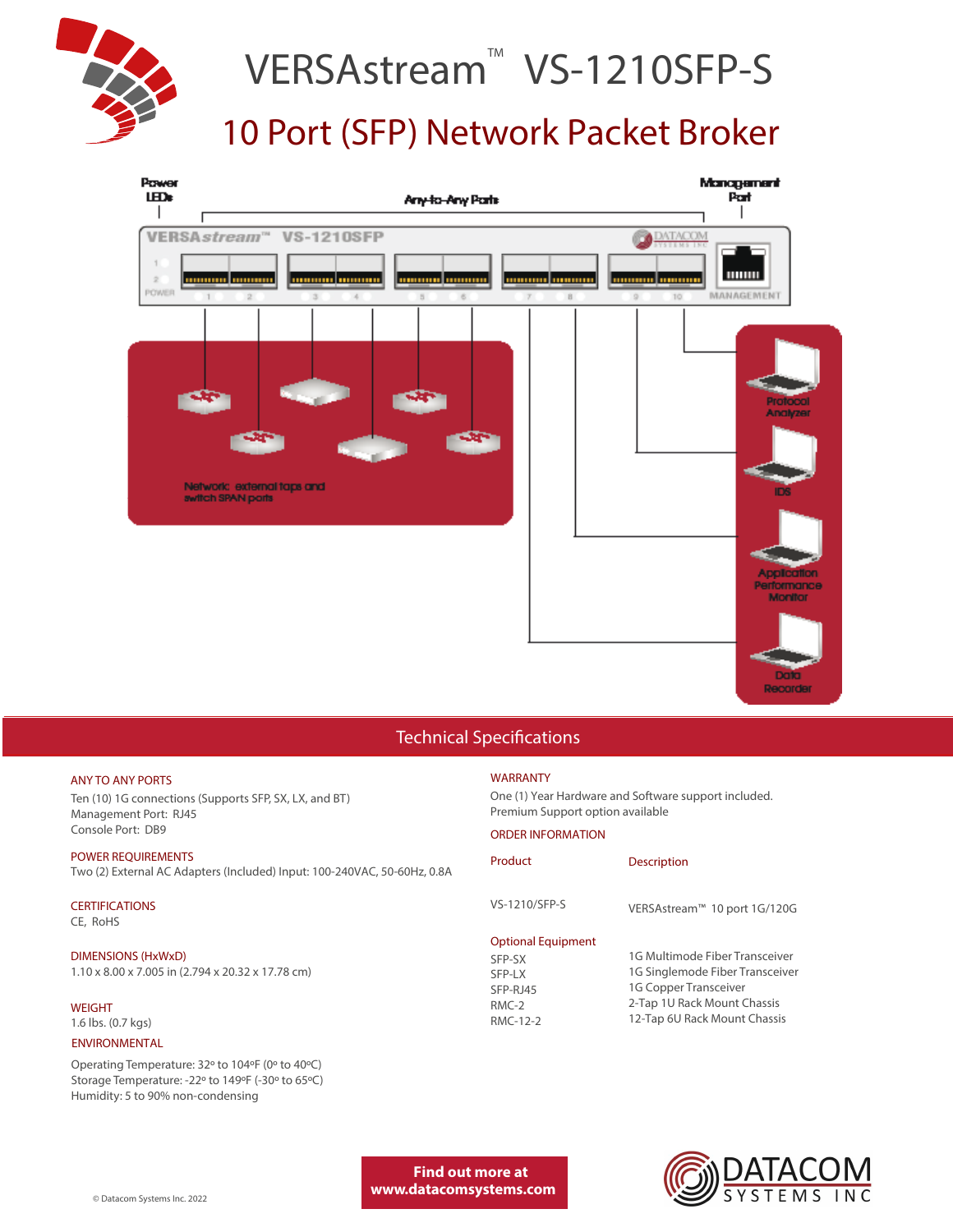# VERSAstream™ VS-1210SFP-S

## 10 Port (SFP) Network Packet Broker

Power LEDs

Any-to-Any Ports

Management Port

VERSAstream™ VS-1210SFP

DATACOM SYSTEMS INC

POWER

MANAGEMENT

Network external taps and switch SPAN ports

Protocol Analyzer

IDS

Application Performance Monitor

Data Recorder

## Technical Specifications

**ANY TO ANY PORTS**

Ten (10) 1G connections (Supports SFP, SX, LX, and BT)
Management Port: RJ45
Console Port: DB9

**POWER REQUIREMENTS**

Two (2) External AC Adapters (Included) Input: 100-240VAC, 50-60Hz, 0.8A

**CERTIFICATIONS**

CE, RoHS

**DIMENSIONS (HxWxD)**

1.10 x 8.00 x 7.005 in (2.794 x 20.32 x 17.78 cm)

**WEIGHT**

1.6 lbs. (0.7 kgs)

**ENVIRONMENTAL**

Operating Temperature: 32º to 104ºF (0º to 40ºC)
Storage Temperature: -22º to 149ºF (-30º to 65ºC)
Humidity: 5 to 90% non-condensing

**WARRANTY**

One (1) Year Hardware and Software support included.
Premium Support option available

**ORDER INFORMATION**

| Product | Description |
|---|---|
| VS-1210/SFP-S | VERSAstream™ 10 port 1G/120G |

**Optional Equipment**

| | |
|---|---|
| SFP-SX | 1G Multimode Fiber Transceiver |
| SFP-LX | 1G Singlemode Fiber Transceiver |
| SFP-RJ45 | 1G Copper Transceiver |
| RMC-2 | 2-Tap 1U Rack Mount Chassis |
| RMC-12-2 | 12-Tap 6U Rack Mount Chassis |

© Datacom Systems Inc. 2022

**Find out more at www.datacomsystems.com**

DATACOM SYSTEMS INC